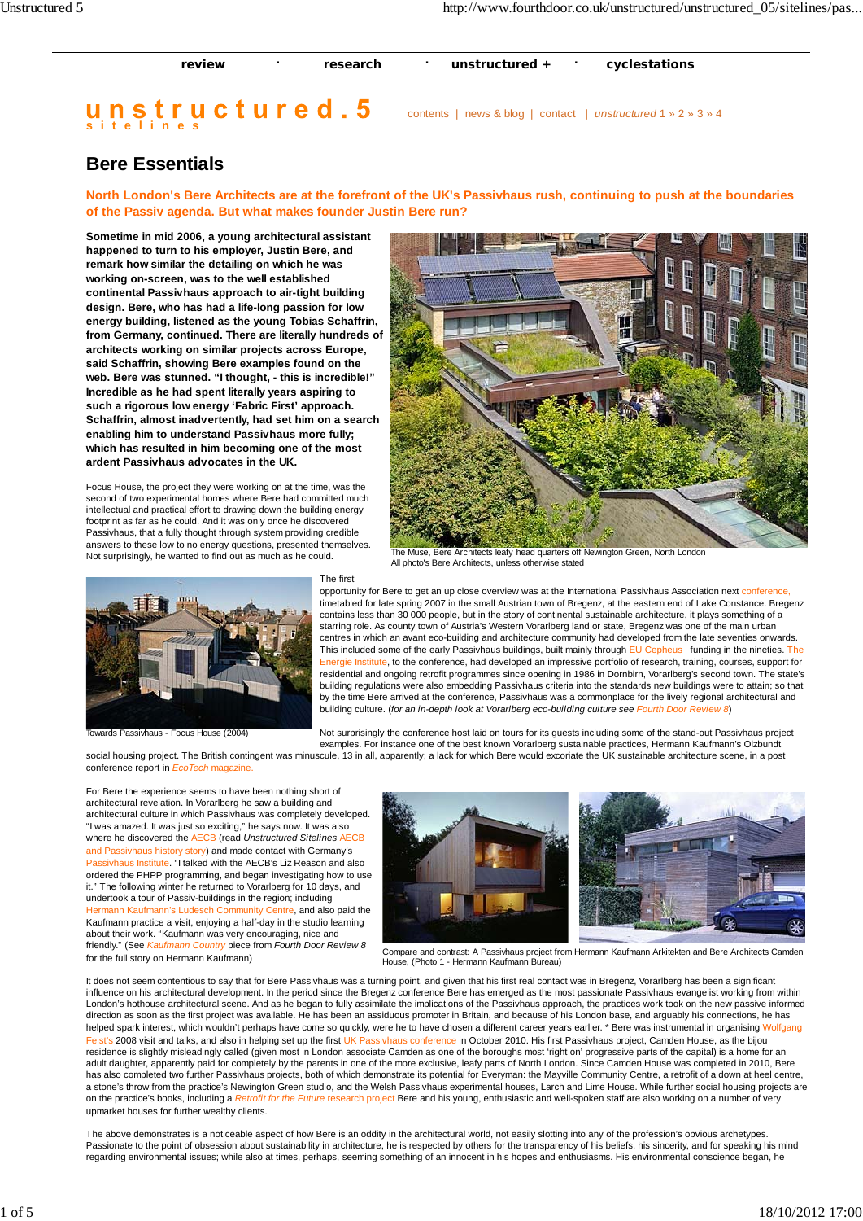review · research · unstructured + · cyclestations

**unstructured.5**
**sitelines**

contents | news & blog | contact | *unstructured* 1 » 2 » 3 » 4

# Bere Essentials

## North London's Bere Architects are at the forefront of the UK's Passivhaus rush, continuing to push at the boundaries of the Passiv agenda. But what makes founder Justin Bere run?

**Sometime in mid 2006, a young architectural assistant happened to turn to his employer, Justin Bere, and remark how similar the detailing on which he was working on-screen, was to the well established continental Passivhaus approach to air-tight building design. Bere, who has had a life-long passion for low energy building, listened as the young Tobias Schaffrin, from Germany, continued. There are literally hundreds of architects working on similar projects across Europe, said Schaffrin, showing Bere examples found on the web. Bere was stunned. "I thought, - this is incredible!" Incredible as he had spent literally years aspiring to such a rigorous low energy 'Fabric First' approach. Schaffrin, almost inadvertently, had set him on a search enabling him to understand Passivhaus more fully; which has resulted in him becoming one of the most ardent Passivhaus advocates in the UK.**

Focus House, the project they were working on at the time, was the second of two experimental homes where Bere had committed much intellectual and practical effort to drawing down the building energy footprint as far as he could. And it was only once he discovered Passivhaus, that a fully thought through system providing credible answers to these low to no energy questions, presented themselves. Not surprisingly, he wanted to find out as much as he could.

The Muse, Bere Architects leafy head quarters off Newington Green, North London
All photo's Bere Architects, unless otherwise stated

Towards Passivhaus - Focus House (2004)

The first opportunity for Bere to get an up close overview was at the International Passivhaus Association next conference, timetabled for late spring 2007 in the small Austrian town of Bregenz, at the eastern end of Lake Constance. Bregenz contains less than 30 000 people, but in the story of continental sustainable architecture, it plays something of a starring role. As county town of Austria's Western Vorarlberg land or state, Bregenz was one of the main urban centres in which an avant eco-building and architecture community had developed from the late seventies onwards. This included some of the early Passivhaus buildings, built mainly through EU Cepheus funding in the nineties. The Energie Institute, to the conference, had developed an impressive portfolio of research, training, courses, support for residential and ongoing retrofit programmes since opening in 1986 in Dornbirn, Vorarlberg's second town. The state's building regulations were also embedding Passivhaus criteria into the standards new buildings were to attain; so that by the time Bere arrived at the conference, Passivhaus was a commonplace for the lively regional architectural and building culture. (*for an in-depth look at Vorarlberg eco-building culture see Fourth Door Review 8*)

Not surprisingly the conference host laid on tours for its guests including some of the stand-out Passivhaus project examples. For instance one of the best known Vorarlberg sustainable practices, Hermann Kaufmann's Olzbundt social housing project. The British contingent was minuscule, 13 in all, apparently; a lack for which Bere would excoriate the UK sustainable architecture scene, in a post conference report in *EcoTech magazine.*

For Bere the experience seems to have been nothing short of architectural revelation. In Vorarlberg he saw a building and architectural culture in which Passivhaus was completely developed. "I was amazed. It was just so exciting," he says now. It was also where he discovered the AECB (read *Unstructured Sitelines* AECB and Passivhaus history story) and made contact with Germany's Passivhaus Institute. "I talked with the AECB's Liz Reason and also ordered the PHPP programming, and began investigating how to use it." The following winter he returned to Vorarlberg for 10 days, and undertook a tour of Passiv-buildings in the region; including Hermann Kaufmann's Ludesch Community Centre, and also paid the Kaufmann practice a visit, enjoying a half-day in the studio learning about their work. "Kaufmann was very encouraging, nice and friendly." (See *Kaufmann Country* piece from *Fourth Door Review 8* for the full story on Hermann Kaufmann)

Compare and contrast: A Passivhaus project from Hermann Kaufmann Arkitekten and Bere Architects Camden House, (Photo 1 - Hermann Kaufmann Bureau)

It does not seem contentious to say that for Bere Passivhaus was a turning point, and given that his first real contact was in Bregenz, Vorarlberg has been a significant influence on his architectural development. In the period since the Bregenz conference Bere has emerged as the most passionate Passivhaus evangelist working from within London's hothouse architectural scene. And as he began to fully assimilate the implications of the Passivhaus approach, the practices work took on the new passive informed direction as soon as the first project was available. He has been an assiduous promoter in Britain, and because of his London base, and arguably his connections, he has helped spark interest, which wouldn't perhaps have come so quickly, were he to have chosen a different career years earlier. * Bere was instrumental in organising Wolfgang Feist's 2008 visit and talks, and also in helping set up the first UK Passivhaus conference in October 2010. His first Passivhaus project, Camden House, as the bijou residence is slightly misleadingly called (given most in London associate Camden as one of the boroughs most 'right on' progressive parts of the capital) is a home for an adult daughter, apparently paid for completely by the parents in one of the more exclusive, leafy parts of North London. Since Camden House was completed in 2010, Bere has also completed two further Passivhaus projects, both of which demonstrate its potential for Everyman: the Mayville Community Centre, a retrofit of a down at heel centre, a stone's throw from the practice's Newington Green studio, and the Welsh Passivhaus experimental houses, Larch and Lime House. While further social housing projects are on the practice's books, including a *Retrofit for the Future* research project Bere and his young, enthusiastic and well-spoken staff are also working on a number of very upmarket houses for further wealthy clients.

The above demonstrates a noticeable aspect of how Bere is an oddity in the architectural world, not easily slotting into any of the profession's obvious archetypes. Passionate to the point of obsession about sustainability in architecture, he is respected by others for the transparency of his beliefs, his sincerity, and for speaking his mind regarding environmental issues; while also at times, perhaps, seeming something of an innocent in his hopes and enthusiasms. His environmental conscience began, he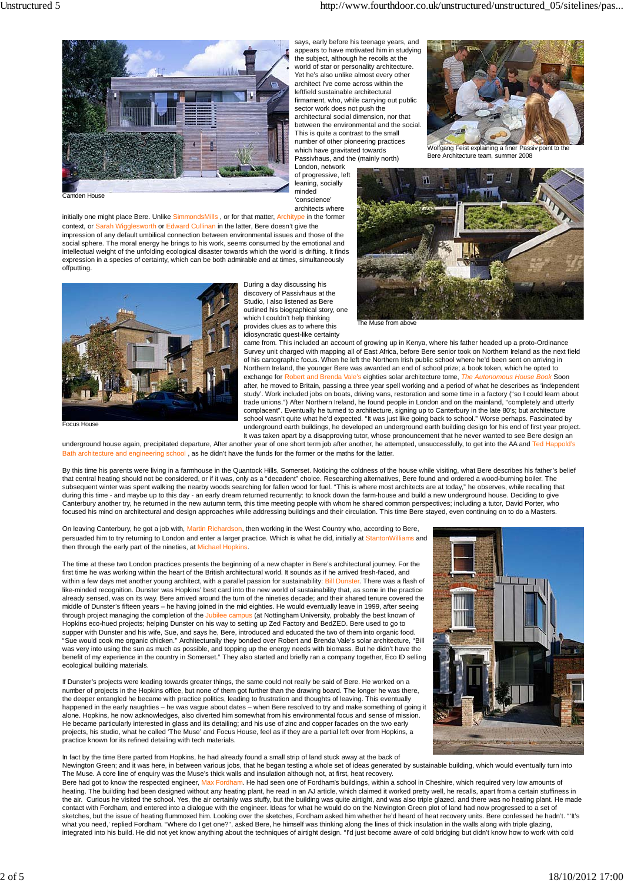says, early before his teenage years, and appears to have motivated him in studying the subject, although he recoils at the world of star or personality architecture. Yet he's also unlike almost every other architect I've come across within the leftfield sustainable architectural firmament, who, while carrying out public sector work does not push the architectural social dimension, nor that between the environmental and the social. This is quite a contrast to the small number of other pioneering practices which have gravitated towards Passivhaus, and the (mainly north) London, network of progressive, left leaning, socially minded 'conscience' architects where initially one might place Bere. Unlike SimmondsMills , or for that matter, Architype in the former context, or Sarah Wigglesworth or Edward Cullinan in the latter, Bere doesn't give the impression of any default umbilical connection between environmental issues and those of the social sphere. The moral energy he brings to his work, seems consumed by the emotional and intellectual weight of the unfolding ecological disaster towards which the world is drifting. It finds expression in a species of certainty, which can be both admirable and at times, simultaneously offputting.

Camden House

Wolfgang Feist explaining a finer Passiv point to the Bere Architecture team, summer 2008

The Muse from above

During a day discussing his discovery of Passivhaus at the Studio, I also listened as Bere outlined his biographical story, one which I couldn't help thinking provides clues as to where this idiosyncratic quest-like certainty came from. This included an account of growing up in Kenya, where his father headed up a proto-Ordinance Survey unit charged with mapping all of East Africa, before Bere senior took on Northern Ireland as the next field of his cartographic focus. When he left the Northern Irish public school where he'd been sent on arriving in Northern Ireland, the younger Bere was awarded an end of school prize; a book token, which he opted to exchange for Robert and Brenda Vale's eighties solar architecture tome, *The Autonomous House Book* Soon after, he moved to Britain, passing a three year spell working and a period of what he describes as 'independent study'. Work included jobs on boats, driving vans, restoration and some time in a factory ("so I could learn about trade unions.") After Northern Ireland, he found people in London and on the mainland, "completely and utterly complacent". Eventually he turned to architecture, signing up to Canterbury in the late 80's; but architecture school wasn't quite what he'd expected. "It was just like going back to school." Worse perhaps. Fascinated by underground earth buildings, he developed an underground earth building design for his end of first year project. It was taken apart by a disapproving tutor, whose pronouncement that he never wanted to see Bere design an underground house again, precipitated departure, After another year of one short term job after another, he attempted, unsuccessfully, to get into the AA and Ted Happold's Bath architecture and engineering school , as he didn't have the funds for the former or the maths for the latter.

Focus House

By this time his parents were living in a farmhouse in the Quantock Hills, Somerset. Noticing the coldness of the house while visiting, what Bere describes his father's belief that central heating should not be considered, or if it was, only as a "decadent" choice. Researching alternatives, Bere found and ordered a wood-burning boiler. The subsequent winter was spent walking the nearby woods searching for fallen wood for fuel. "This is where most architects are at today," he observes, while recalling that during this time - and maybe up to this day - an early dream returned recurrently: to knock down the farm-house and build a new underground house. Deciding to give Canterbury another try, he returned in the new autumn term, this time meeting people with whom he shared common perspectives; including a tutor, David Porter, who focused his mind on architectural and design approaches while addressing buildings and their circulation. This time Bere stayed, even continuing on to do a Masters.

On leaving Canterbury, he got a job with, Martin Richardson, then working in the West Country who, according to Bere, persuaded him to try returning to London and enter a larger practice. Which is what he did, initially at StantonWilliams and then through the early part of the nineties, at Michael Hopkins.

The time at these two London practices presents the beginning of a new chapter in Bere's architectural journey. For the first time he was working within the heart of the British architectural world. It sounds as if he arrived fresh-faced, and within a few days met another young architect, with a parallel passion for sustainability: Bill Dunster. There was a flash of like-minded recognition. Dunster was Hopkins' best card into the new world of sustainability that, as some in the practice already sensed, was on its way. Bere arrived around the turn of the nineties decade; and their shared tenure covered the middle of Dunster's fifteen years – he having joined in the mid eighties. He would eventually leave in 1999, after seeing through project managing the completion of the Jubilee campus (at Nottingham University, probably the best known of Hopkins eco-hued projects; helping Dunster on his way to setting up Zed Factory and BedZED. Bere used to go to supper with Dunster and his wife, Sue, and says he, Bere, introduced and educated the two of them into organic food. "Sue would cook me organic chicken." Architecturally they bonded over Robert and Brenda Vale's solar architecture, "Bill was very into using the sun as much as possible, and topping up the energy needs with biomass. But he didn't have the benefit of my experience in the country in Somerset." They also started and briefly ran a company together, Eco ID selling ecological building materials.

If Dunster's projects were leading towards greater things, the same could not really be said of Bere. He worked on a number of projects in the Hopkins office, but none of them got further than the drawing board. The longer he was there, the deeper entangled he became with practice politics, leading to frustration and thoughts of leaving. This eventually happened in the early naughties – he was vague about dates – when Bere resolved to try and make something of going it alone. Hopkins, he now acknowledges, also diverted him somewhat from his environmental focus and sense of mission. He became particularly interested in glass and its detailing; and his use of zinc and copper facades on the two early projects, his studio, what he called 'The Muse' and Focus House, feel as if they are a partial left over from Hopkins, a practice known for its refined detailing with tech materials.

In fact by the time Bere parted from Hopkins, he had already found a small strip of land stuck away at the back of Newington Green; and it was here, in between various jobs, that he began testing a whole set of ideas generated by sustainable building, which would eventually turn into The Muse. A core line of enquiry was the Muse's thick walls and insulation although not, at first, heat recovery.
Bere had got to know the respected engineer, Max Fordham. He had seen one of Fordham's buildings, within a school in Cheshire, which required very low amounts of heating. The building had been designed without any heating plant, he read in an AJ article, which claimed it worked pretty well, he recalls, apart from a certain stuffiness in the air. Curious he visited the school. Yes, the air certainly was stuffy, but the building was quite airtight, and was also triple glazed, and there was no heating plant. He made contact with Fordham, and entered into a dialogue with the engineer. Ideas for what he would do on the Newington Green plot of land had now progressed to a set of sketches, but the issue of heating flummoxed him. Looking over the sketches, Fordham asked him whether he'd heard of heat recovery units. Bere confessed he hadn't. "'It's what you need,' replied Fordham. "Where do I get one?", asked Bere, he himself was thinking along the lines of thick insulation in the walls along with triple glazing, integrated into his build. He did not yet know anything about the techniques of airtight design. "I'd just become aware of cold bridging but didn't know how to work with cold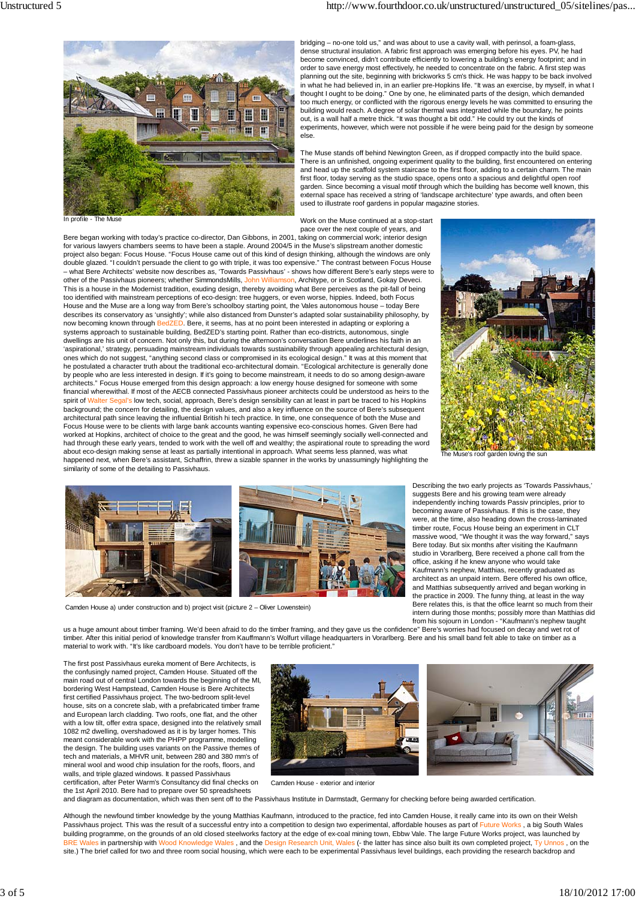bridging – no-one told us," and was about to use a cavity wall, with perinsol, a foam-glass, dense structural insulation. A fabric first approach was emerging before his eyes. PV, he had become convinced, didn't contribute efficiently to lowering a building's energy footprint; and in order to save energy most effectively, he needed to concentrate on the fabric. A first step was planning out the site, beginning with brickworks 5 cm's thick. He was happy to be back involved in what he had believed in, in an earlier pre-Hopkins life. "It was an exercise, by myself, in what I thought I ought to be doing." One by one, he eliminated parts of the design, which demanded too much energy, or conflicted with the rigorous energy levels he was committed to ensuring the building would reach. A degree of solar thermal was integrated while the boundary, he points out, is a wall half a metre thick. "It was thought a bit odd." He could try out the kinds of experiments, however, which were not possible if he were being paid for the design by someone else.

In profile - The Muse

The Muse stands off behind Newington Green, as if dropped compactly into the build space. There is an unfinished, ongoing experiment quality to the building, first encountered on entering and head up the scaffold system staircase to the first floor, adding to a certain charm. The main first floor, today serving as the studio space, opens onto a spacious and delightful open roof garden. Since becoming a visual motif through which the building has become well known, this external space has received a string of 'landscape architecture' type awards, and often been used to illustrate roof gardens in popular magazine stories.

Work on the Muse continued at a stop-start pace over the next couple of years, and Bere began working with today's practice co-director, Dan Gibbons, in 2001, taking on commercial work; interior design for various lawyers chambers seems to have been a staple. Around 2004/5 in the Muse's slipstream another domestic project also began: Focus House. "Focus House came out of this kind of design thinking, although the windows are only double glazed. "I couldn't persuade the client to go with triple, it was too expensive." The contrast between Focus House – what Bere Architects' website now describes as, 'Towards Passivhaus' - shows how different Bere's early steps were to other of the Passivhaus pioneers; whether SimmondsMills, John Williamson, Architype, or in Scotland, Gokay Deveci. This is a house in the Modernist tradition, exuding design, thereby avoiding what Bere perceives as the pit-fall of being too identified with mainstream perceptions of eco-design: tree huggers, or even worse, hippies. Indeed, both Focus House and the Muse are a long way from Bere's schoolboy starting point, the Vales autonomous house – today Bere describes its conservatory as 'unsightly'; while also distanced from Dunster's adapted solar sustainability philosophy, by now becoming known through BedZED. Bere, it seems, has at no point been interested in adapting or exploring a systems approach to sustainable building, BedZED's starting point. Rather than eco-districts, autonomous, single dwellings are his unit of concern. Not only this, but during the afternoon's conversation Bere underlines his faith in an 'aspirational,' strategy, persuading mainstream individuals towards sustainability through appealing architectural design, ones which do not suggest, "anything second class or compromised in its ecological design." It was at this moment that he postulated a character truth about the traditional eco-architectural domain. "Ecological architecture is generally done by people who are less interested in design. If it's going to become mainstream, it needs to do so among design-aware architects." Focus House emerged from this design approach: a low energy house designed for someone with some financial wherewithal. If most of the AECB connected Passivhaus pioneer architects could be understood as heirs to the spirit of Walter Segal's low tech, social, approach, Bere's design sensibility can at least in part be traced to his Hopkins background; the concern for detailing, the design values, and also a key influence on the source of Bere's subsequent architectural path since leaving the influential British hi tech practice. In time, one consequence of both the Muse and Focus House were to be clients with large bank accounts wanting expensive eco-conscious homes. Given Bere had worked at Hopkins, architect of choice to the great and the good, he was himself seemingly socially well-connected and had through these early years, tended to work with the well off and wealthy; the aspirational route to spreading the word about eco-design making sense at least as partially intentional in approach. What seems less planned, was what happened next, when Bere's assistant, Schaffrin, threw a sizable spanner in the works by unassumingly highlighting the similarity of some of the detailing to Passivhaus.

The Muse's roof garden loving the sun

Camden House a) under construction and b) project visit (picture 2 – Oliver Lowenstein)

Describing the two early projects as 'Towards Passivhaus,' suggests Bere and his growing team were already independently inching towards Passiv principles, prior to becoming aware of Passivhaus. If this is the case, they were, at the time, also heading down the cross-laminated timber route, Focus House being an experiment in CLT massive wood, "We thought it was the way forward," says Bere today. But six months after visiting the Kaufmann studio in Vorarlberg, Bere received a phone call from the office, asking if he knew anyone who would take Kaufmann's nephew, Matthias, recently graduated as architect as an unpaid intern. Bere offered his own office, and Matthias subsequently arrived and began working in the practice in 2009. The funny thing, at least in the way Bere relates this, is that the office learnt so much from their intern during those months; possibly more than Matthias did from his sojourn in London - "Kaufmann's nephew taught us a huge amount about timber framing. We'd been afraid to do the timber framing, and they gave us the confidence" Bere's worries had focused on decay and wet rot of timber. After this initial period of knowledge transfer from Kauffmann's Wolfurt village headquarters in Vorarlberg. Bere and his small band felt able to take on timber as a material to work with. "It's like cardboard models. You don't have to be terrible proficient."

The first post Passivhaus eureka moment of Bere Architects, is the confusingly named project, Camden House. Situated off the main road out of central London towards the beginning of the MI, bordering West Hampstead, Camden House is Bere Architects first certified Passivhaus project. The two-bedroom split-level house, sits on a concrete slab, with a prefabricated timber frame and European larch cladding. Two roofs, one flat, and the other with a low tilt, offer extra space, designed into the relatively small 1082 m2 dwelling, overshadowed as it is by larger homes. This meant considerable work with the PHPP programme, modelling the design. The building uses variants on the Passive themes of tech and materials, a MHVR unit, between 280 and 380 mm's of mineral wool and wood chip insulation for the roofs, floors, and walls, and triple glazed windows. It passed Passivhaus certification, after Peter Warm's Consultancy did final checks on the 1st April 2010. Bere had to prepare over 50 spreadsheets and diagram as documentation, which was then sent off to the Passivhaus Institute in Darmstadt, Germany for checking before being awarded certification.

Camden House - exterior and interior

Although the newfound timber knowledge by the young Matthias Kaufmann, introduced to the practice, fed into Camden House, it really came into its own on their Welsh Passivhaus project. This was the result of a successful entry into a competition to design two experimental, affordable houses as part of Future Works , a big South Wales building programme, on the grounds of an old closed steelworks factory at the edge of ex-coal mining town, Ebbw Vale. The large Future Works project, was launched by BRE Wales in partnership with Wood Knowledge Wales , and the Design Research Unit, Wales (- the latter has since also built its own completed project, Ty Unnos , on the site.) The brief called for two and three room social housing, which were each to be experimental Passivhaus level buildings, each providing the research backdrop and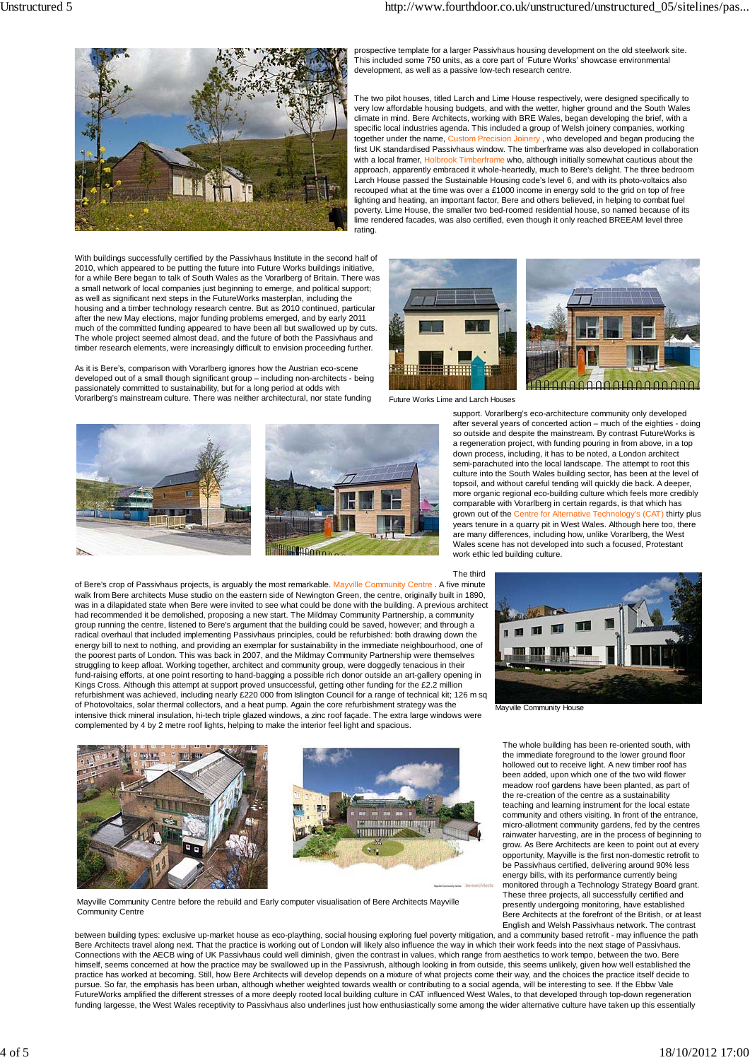prospective template for a larger Passivhaus housing development on the old steelwork site. This included some 750 units, as a core part of 'Future Works' showcase environmental development, as well as a passive low-tech research centre.

The two pilot houses, titled Larch and Lime House respectively, were designed specifically to very low affordable housing budgets, and with the wetter, higher ground and the South Wales climate in mind. Bere Architects, working with BRE Wales, began developing the brief, with a specific local industries agenda. This included a group of Welsh joinery companies, working together under the name, Custom Precision Joinery , who developed and began producing the first UK standardised Passivhaus window. The timberframe was also developed in collaboration with a local framer, Holbrook Timberframe who, although initially somewhat cautious about the approach, apparently embraced it whole-heartedly, much to Bere's delight. The three bedroom Larch House passed the Sustainable Housing code's level 6, and with its photo-voltaics also recouped what at the time was over a £1000 income in energy sold to the grid on top of free lighting and heating, an important factor, Bere and others believed, in helping to combat fuel poverty. Lime House, the smaller two bed-roomed residential house, so named because of its lime rendered facades, was also certified, even though it only reached BREEAM level three rating.

With buildings successfully certified by the Passivhaus Institute in the second half of 2010, which appeared to be putting the future into Future Works buildings initiative, for a while Bere began to talk of South Wales as the Vorarlberg of Britain. There was a small network of local companies just beginning to emerge, and political support; as well as significant next steps in the FutureWorks masterplan, including the housing and a timber technology research centre. But as 2010 continued, particular after the new May elections, major funding problems emerged, and by early 2011 much of the committed funding appeared to have been all but swallowed up by cuts. The whole project seemed almost dead, and the future of both the Passivhaus and timber research elements, were increasingly difficult to envision proceeding further.

Future Works Lime and Larch Houses

As it is Bere's, comparison with Vorarlberg ignores how the Austrian eco-scene developed out of a small though significant group – including non-architects - being passionately committed to sustainability, but for a long period at odds with Vorarlberg's mainstream culture. There was neither architectural, nor state funding support. Vorarlberg's eco-architecture community only developed after several years of concerted action – much of the eighties - doing so outside and despite the mainstream. By contrast FutureWorks is a regeneration project, with funding pouring in from above, in a top down process, including, it has to be noted, a London architect semi-parachuted into the local landscape. The attempt to root this culture into the South Wales building sector, has been at the level of topsoil, and without careful tending will quickly die back. A deeper, more organic regional eco-building culture which feels more credibly comparable with Vorarlberg in certain regards, is that which has grown out of the Centre for Alternative Technology's (CAT) thirty plus years tenure in a quarry pit in West Wales. Although here too, there are many differences, including how, unlike Vorarlberg, the West Wales scene has not developed into such a focused, Protestant work ethic led building culture.

The third of Bere's crop of Passivhaus projects, is arguably the most remarkable. Mayville Community Centre . A five minute walk from Bere architects Muse studio on the eastern side of Newington Green, the centre, originally built in 1890, was in a dilapidated state when Bere were invited to see what could be done with the building. A previous architect had recommended it be demolished, proposing a new start. The Mildmay Community Partnership, a community group running the centre, listened to Bere's argument that the building could be saved, however; and through a radical overhaul that included implementing Passivhaus principles, could be refurbished: both drawing down the energy bill to next to nothing, and providing an exemplar for sustainability in the immediate neighbourhood, one of the poorest parts of London. This was back in 2007, and the Mildmay Community Partnership were themselves struggling to keep afloat. Working together, architect and community group, were doggedly tenacious in their fund-raising efforts, at one point resorting to hand-bagging a possible rich donor outside an art-gallery opening in Kings Cross. Although this attempt at support proved unsuccessful, getting other funding for the £2.2 million refurbishment was achieved, including nearly £220 000 from Islington Council for a range of technical kit; 126 m sq of Photovoltaics, solar thermal collectors, and a heat pump. Again the core refurbishment strategy was the intensive thick mineral insulation, hi-tech triple glazed windows, a zinc roof façade. The extra large windows were complemented by 4 by 2 metre roof lights, helping to make the interior feel light and spacious.

Mayville Community House

The whole building has been re-oriented south, with the immediate foreground to the lower ground floor hollowed out to receive light. A new timber roof has been added, upon which one of the two wild flower meadow roof gardens have been planted, as part of the re-creation of the centre as a sustainability teaching and learning instrument for the local estate community and others visiting. In front of the entrance, micro-allotment community gardens, fed by the centres rainwater harvesting, are in the process of beginning to grow. As Bere Architects are keen to point out at every opportunity, Mayville is the first non-domestic retrofit to be Passivhaus certified, delivering around 90% less energy bills, with its performance currently being monitored through a Technology Strategy Board grant. These three projects, all successfully certified and presently undergoing monitoring, have established Bere Architects at the forefront of the British, or at least English and Welsh Passivhaus network. The contrast between building types: exclusive up-market house as eco-plaything, social housing exploring fuel poverty mitigation, and a community based retrofit - may influence the path Bere Architects travel along next. That the practice is working out of London will likely also influence the way in which their work feeds into the next stage of Passivhaus. Connections with the AECB wing of UK Passivhaus could well diminish, given the contrast in values, which range from aesthetics to work tempo, between the two. Bere himself, seems concerned at how the practice may be swallowed up in the Passivrush, although looking in from outside, this seems unlikely, given how well established the practice has worked at becoming. Still, how Bere Architects will develop depends on a mixture of what projects come their way, and the choices the practice itself decide to pursue. So far, the emphasis has been urban, although whether weighted towards wealth or contributing to a social agenda, will be interesting to see. If the Ebbw Vale FutureWorks amplified the different stresses of a more deeply rooted local building culture in CAT influenced West Wales, to that developed through top-down regeneration funding largesse, the West Wales receptivity to Passivhaus also underlines just how enthusiastically some among the wider alternative culture have taken up this essentially

Mayville Community Centre before the rebuild and Early computer visualisation of Bere Architects Mayville Community Centre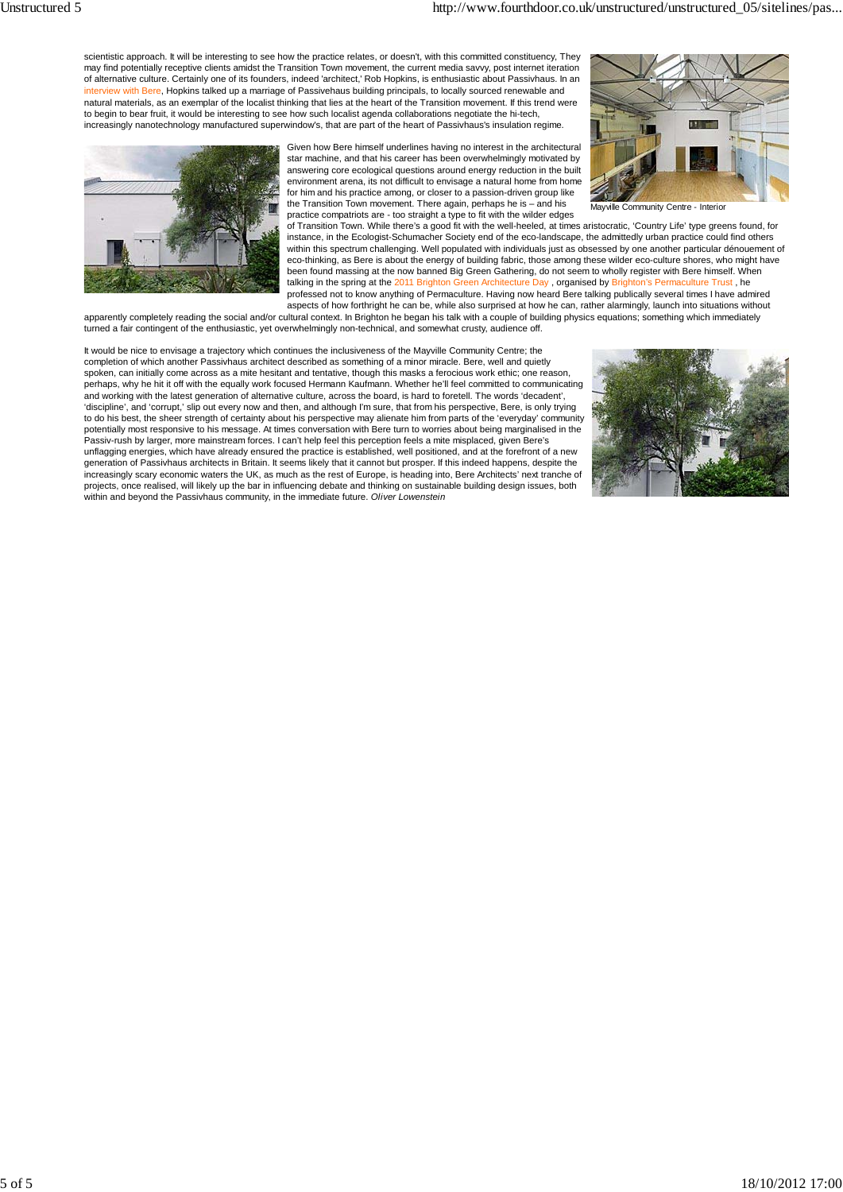scientistic approach. It will be interesting to see how the practice relates, or doesn't, with this committed constituency, They may find potentially receptive clients amidst the Transition Town movement, the current media savvy, post internet iteration of alternative culture. Certainly one of its founders, indeed 'architect,' Rob Hopkins, is enthusiastic about Passivhaus. In an interview with Bere, Hopkins talked up a marriage of Passivehaus building principals, to locally sourced renewable and natural materials, as an exemplar of the localist thinking that lies at the heart of the Transition movement. If this trend were to begin to bear fruit, it would be interesting to see how such localist agenda collaborations negotiate the hi-tech, increasingly nanotechnology manufactured superwindow's, that are part of the heart of Passivhaus's insulation regime.

Mayville Community Centre - Interior

Given how Bere himself underlines having no interest in the architectural star machine, and that his career has been overwhelmingly motivated by answering core ecological questions around energy reduction in the built environment arena, its not difficult to envisage a natural home from home for him and his practice among, or closer to a passion-driven group like the Transition Town movement. There again, perhaps he is – and his practice compatriots are - too straight a type to fit with the wilder edges of Transition Town. While there's a good fit with the well-heeled, at times aristocratic, 'Country Life' type greens found, for instance, in the Ecologist-Schumacher Society end of the eco-landscape, the admittedly urban practice could find others within this spectrum challenging. Well populated with individuals just as obsessed by one another particular dénouement of eco-thinking, as Bere is about the energy of building fabric, those among these wilder eco-culture shores, who might have been found massing at the now banned Big Green Gathering, do not seem to wholly register with Bere himself. When talking in the spring at the 2011 Brighton Green Architecture Day , organised by Brighton's Permaculture Trust , he professed not to know anything of Permaculture. Having now heard Bere talking publically several times I have admired aspects of how forthright he can be, while also surprised at how he can, rather alarmingly, launch into situations without apparently completely reading the social and/or cultural context. In Brighton he began his talk with a couple of building physics equations; something which immediately turned a fair contingent of the enthusiastic, yet overwhelmingly non-technical, and somewhat crusty, audience off.

It would be nice to envisage a trajectory which continues the inclusiveness of the Mayville Community Centre; the completion of which another Passivhaus architect described as something of a minor miracle. Bere, well and quietly spoken, can initially come across as a mite hesitant and tentative, though this masks a ferocious work ethic; one reason, perhaps, why he hit it off with the equally work focused Hermann Kaufmann. Whether he'll feel committed to communicating and working with the latest generation of alternative culture, across the board, is hard to foretell. The words 'decadent', 'discipline', and 'corrupt,' slip out every now and then, and although I'm sure, that from his perspective, Bere, is only trying to do his best, the sheer strength of certainty about his perspective may alienate him from parts of the 'everyday' community potentially most responsive to his message. At times conversation with Bere turn to worries about being marginalised in the Passiv-rush by larger, more mainstream forces. I can't help feel this perception feels a mite misplaced, given Bere's unflagging energies, which have already ensured the practice is established, well positioned, and at the forefront of a new generation of Passivhaus architects in Britain. It seems likely that it cannot but prosper. If this indeed happens, despite the increasingly scary economic waters the UK, as much as the rest of Europe, is heading into, Bere Architects' next tranche of projects, once realised, will likely up the bar in influencing debate and thinking on sustainable building design issues, both within and beyond the Passivhaus community, in the immediate future. *Oliver Lowenstein*